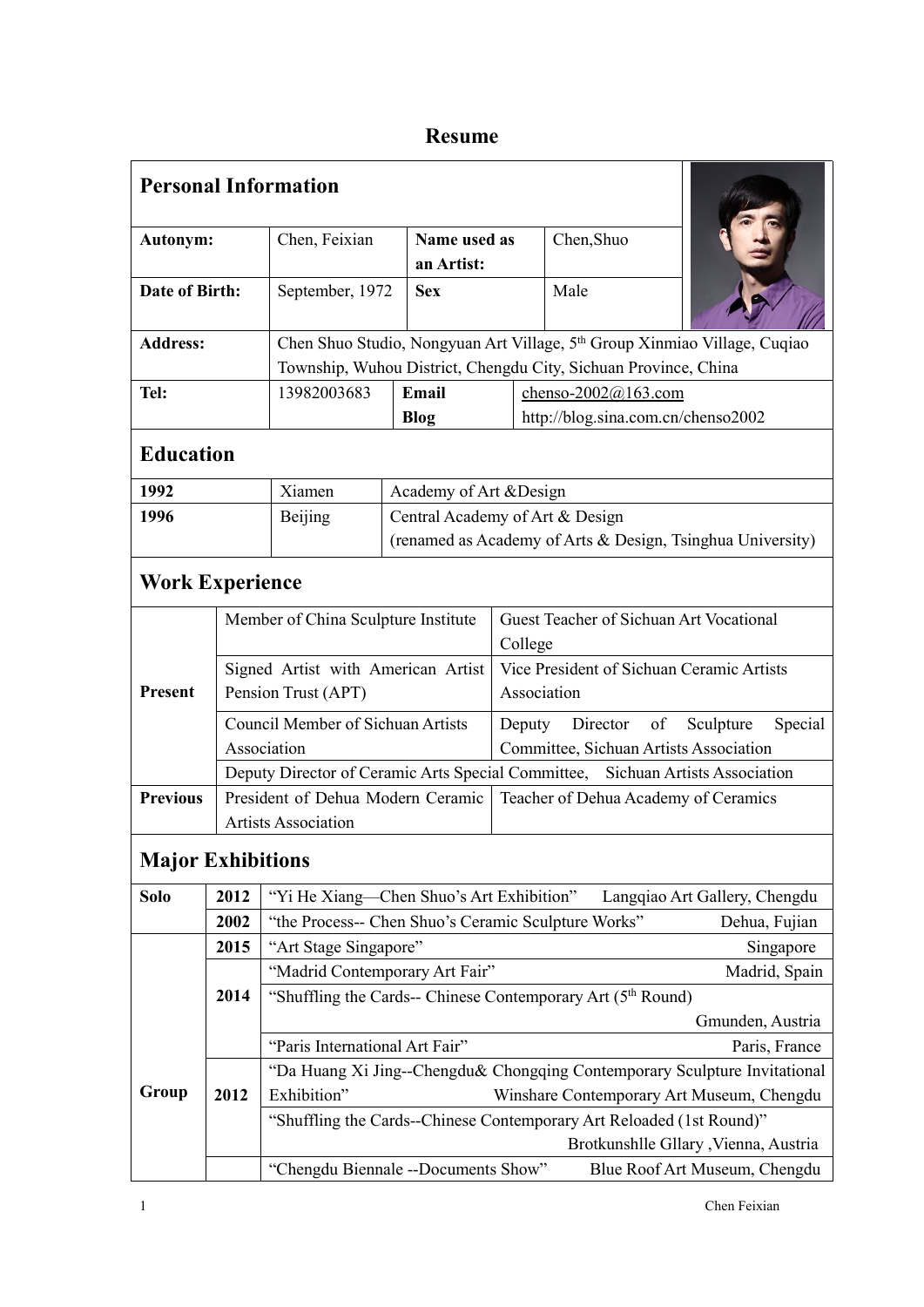# Resume

## Personal Information

| Autonym: | Chen, Feixian | Name used as an Artist: | Chen,Shuo |
|---|---|---|---|
| Date of Birth: | September, 1972 | Sex | Male |
| Address: | Chen Shuo Studio, Nongyuan Art Village, 5th Group Xinmiao Village, Cuqiao Township, Wuhou District, Chengdu City, Sichuan Province, China | | |
| Tel: | 13982003683 | Email<br>Blog | chenso-2002@163.com<br>http://blog.sina.com.cn/chenso2002 |

## Education

| | | |
|---|---|---|
| 1992 | Xiamen | Academy of Art &Design |
| 1996 | Beijing | Central Academy of Art & Design<br>(renamed as Academy of Arts & Design, Tsinghua University) |

## Work Experience

| | | |
|---|---|---|
| Present | Member of China Sculpture Institute | Guest Teacher of Sichuan Art Vocational College |
| | Signed Artist with American Artist Pension Trust (APT) | Vice President of Sichuan Ceramic Artists Association |
| | Council Member of Sichuan Artists Association | Deputy Director of Sculpture Special Committee, Sichuan Artists Association |
| | Deputy Director of Ceramic Arts Special Committee, Sichuan Artists Association | |
| Previous | President of Dehua Modern Ceramic Artists Association | Teacher of Dehua Academy of Ceramics |

## Major Exhibitions

| | | | |
|---|---|---|---|
| Solo | 2012 | "Yi He Xiang—Chen Shuo's Art Exhibition" | Langqiao Art Gallery, Chengdu |
| | 2002 | "the Process-- Chen Shuo's Ceramic Sculpture Works" | Dehua, Fujian |
| Group | 2015 | "Art Stage Singapore" | Singapore |
| | 2014 | "Madrid Contemporary Art Fair" | Madrid, Spain |
| | | "Shuffling the Cards-- Chinese Contemporary Art (5th Round) | Gmunden, Austria |
| | | "Paris International Art Fair" | Paris, France |
| | 2012 | "Da Huang Xi Jing--Chengdu& Chongqing Contemporary Sculpture Invitational Exhibition" | Winshare Contemporary Art Museum, Chengdu |
| | | "Shuffling the Cards--Chinese Contemporary Art Reloaded (1st Round)" | Brotkunshlle Gllary ,Vienna, Austria |
| | | "Chengdu Biennale --Documents Show" | Blue Roof Art Museum, Chengdu |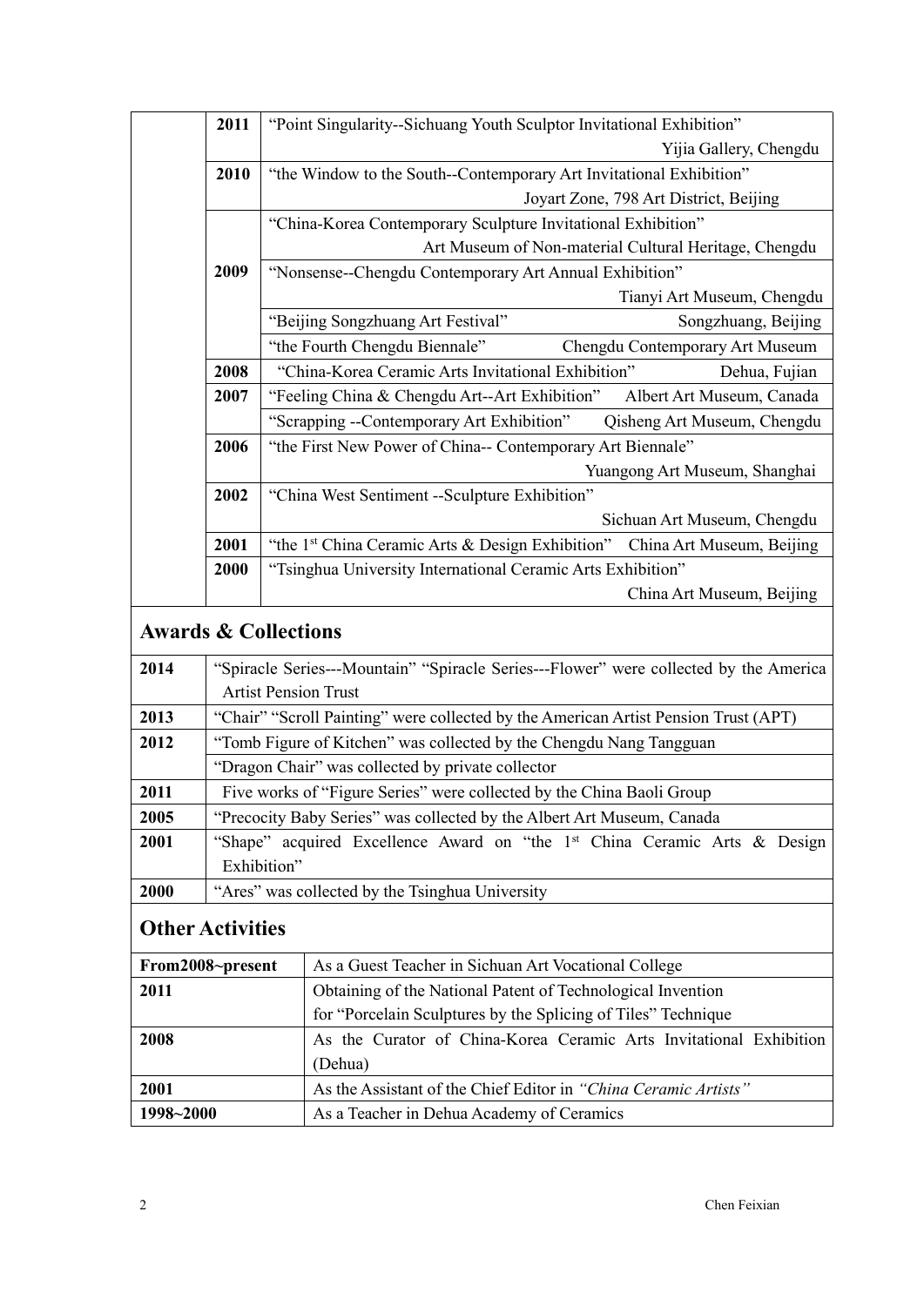| | | |
|---|---|---|
| | 2011 | "Point Singularity--Sichuang Youth Sculptor Invitational Exhibition" Yijia Gallery, Chengdu |
| | 2010 | "the Window to the South--Contemporary Art Invitational Exhibition" Joyart Zone, 798 Art District, Beijing |
| | 2009 | "China-Korea Contemporary Sculpture Invitational Exhibition" Art Museum of Non-material Cultural Heritage, Chengdu |
| | | "Nonsense--Chengdu Contemporary Art Annual Exhibition" Tianyi Art Museum, Chengdu |
| | | "Beijing Songzhuang Art Festival" Songzhuang, Beijing |
| | | "the Fourth Chengdu Biennale" Chengdu Contemporary Art Museum |
| | 2008 | "China-Korea Ceramic Arts Invitational Exhibition" Dehua, Fujian |
| | 2007 | "Feeling China & Chengdu Art--Art Exhibition" Albert Art Museum, Canada |
| | | "Scrapping --Contemporary Art Exhibition" Qisheng Art Museum, Chengdu |
| | 2006 | "the First New Power of China-- Contemporary Art Biennale" Yuangong Art Museum, Shanghai |
| | 2002 | "China West Sentiment --Sculpture Exhibition" Sichuan Art Museum, Chengdu |
| | 2001 | "the 1st China Ceramic Arts & Design Exhibition" China Art Museum, Beijing |
| | 2000 | "Tsinghua University International Ceramic Arts Exhibition" China Art Museum, Beijing |

## Awards & Collections

| | |
|---|---|
| 2014 | "Spiracle Series---Mountain" "Spiracle Series---Flower" were collected by the America Artist Pension Trust |
| 2013 | "Chair" "Scroll Painting" were collected by the American Artist Pension Trust (APT) |
| 2012 | "Tomb Figure of Kitchen" was collected by the Chengdu Nang Tangguan |
| | "Dragon Chair" was collected by private collector |
| 2011 | Five works of "Figure Series" were collected by the China Baoli Group |
| 2005 | "Precocity Baby Series" was collected by the Albert Art Museum, Canada |
| 2001 | "Shape" acquired Excellence Award on "the 1st China Ceramic Arts & Design Exhibition" |
| 2000 | "Ares" was collected by the Tsinghua University |

## Other Activities

| | |
|---|---|
| From2008~present | As a Guest Teacher in Sichuan Art Vocational College |
| 2011 | Obtaining of the National Patent of Technological Invention for "Porcelain Sculptures by the Splicing of Tiles" Technique |
| 2008 | As the Curator of China-Korea Ceramic Arts Invitational Exhibition (Dehua) |
| 2001 | As the Assistant of the Chief Editor in *"China Ceramic Artists"* |
| 1998~2000 | As a Teacher in Dehua Academy of Ceramics |